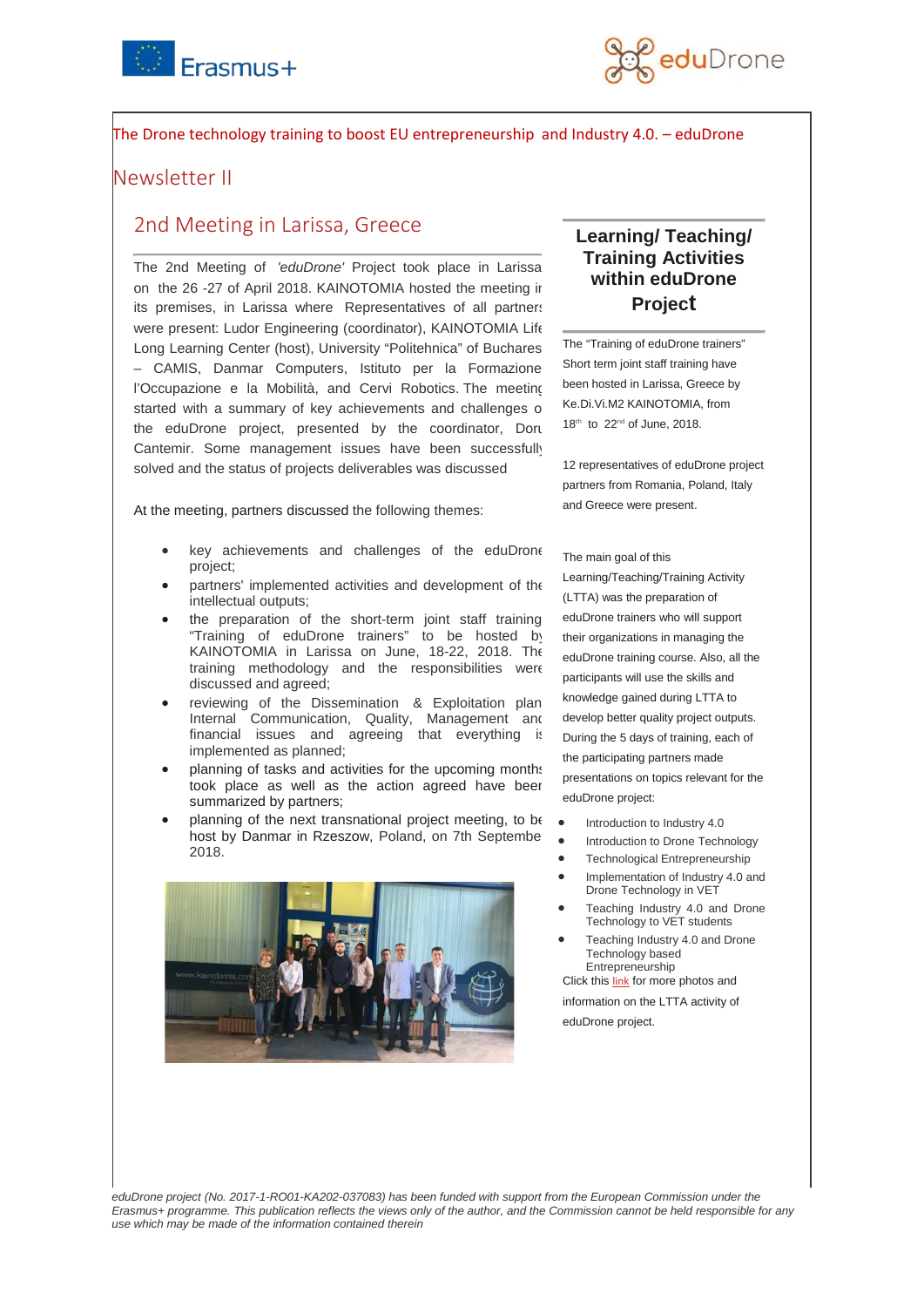The Drone technology training to boost EU entrepreneurship and Industry 4.0. – eduDrone

# Newsletter II

## 2nd Meeting in Larissa, Greece

The 2nd Meeting of *'eduDrone'* Project took place in Larissa on the 26 -27 of April 2018. KAINOTOMIA hosted the meeting in its premises, in Larissa where Representatives of all partners were present: Ludor Engineering (coordinator), KAINOTOMIA Life Long Learning Center (host), University "Politehnica" of Bucharest – CAMIS, Danmar Computers, Istituto per la Formazione l'Occupazione e la Mobilità, and Cervi Robotics. The meeting started with a summary of key achievements and challenges of the eduDrone project, presented by the coordinator, Doru Cantemir. Some management issues have been successfully solved and the status of projects deliverables was discussed

At the meeting, partners discussed the following themes:

- key achievements and challenges of the eduDrone project;
- partners' implemented activities and development of the intellectual outputs;
- the preparation of the short-term joint staff training "Training of eduDrone trainers" to be hosted by KAINOTOMIA in Larissa on June, 18-22, 2018. The training methodology and the responsibilities were discussed and agreed;
- reviewing of the Dissemination & Exploitation plan, Internal Communication, Quality, Management and financial issues and agreeing that everything is implemented as planned;
- planning of tasks and activities for the upcoming months took place as well as the action agreed have been summarized by partners;
- planning of the next transnational project meeting, to be host by Danmar in Rzeszow, Poland, on 7th September 2018.

## Learning/ Teaching/ Training Activities within eduDrone Project

The "Training of eduDrone trainers" Short term joint staff training have been hosted in Larissa, Greece by Ke.Di.Vi.M2 KAINOTOMIA, from 18th to 22nd of June, 2018.

12 representatives of eduDrone project partners from Romania, Poland, Italy and Greece were present.

The main goal of this Learning/Teaching/Training Activity (LTTA) was the preparation of eduDrone trainers who will support their organizations in managing the eduDrone training course. Also, all the participants will use the skills and knowledge gained during LTTA to develop better quality project outputs. During the 5 days of training, each of the participating partners made presentations on topics relevant for the eduDrone project:

- Introduction to Industry 4.0
- Introduction to Drone Technology
- Technological Entrepreneurship
- Implementation of Industry 4.0 and Drone Technology in VET
- Teaching Industry 4.0 and Drone Technology to VET students
- Teaching Industry 4.0 and Drone Technology based Entrepreneurship

Click this link for more photos and information on the LTTA activity of eduDrone project.

*eduDrone project (No. 2017-1-RO01-KA202-037083) has been funded with support from the European Commission under the Erasmus+ programme. This publication reflects the views only of the author, and the Commission cannot be held responsible for any use which may be made of the information contained therein*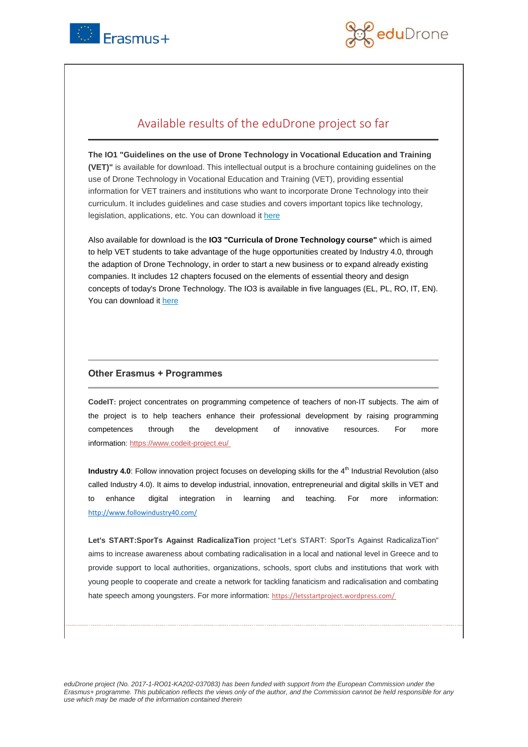## Available results of the eduDrone project so far

**The IO1 "Guidelines on the use of Drone Technology in Vocational Education and Training (VET)"** is available for download. This intellectual output is a brochure containing guidelines on the use of Drone Technology in Vocational Education and Training (VET), providing essential information for VET trainers and institutions who want to incorporate Drone Technology into their curriculum. It includes guidelines and case studies and covers important topics like technology, legislation, applications, etc. You can download it here

Also available for download is the **IO3 "Curricula of Drone Technology course"** which is aimed to help VET students to take advantage of the huge opportunities created by Industry 4.0, through the adaption of Drone Technology, in order to start a new business or to expand already existing companies. It includes 12 chapters focused on the elements of essential theory and design concepts of today's Drone Technology. The IO3 is available in five languages (EL, PL, RO, IT, EN). You can download it here

### Other Erasmus + Programmes

**CodeIT**: project concentrates on programming competence of teachers of non-IT subjects. The aim of the project is to help teachers enhance their professional development by raising programming competences through the development of innovative resources. For more information: https://www.codeit-project.eu/

**Industry 4.0**: Follow innovation project focuses on developing skills for the 4th Industrial Revolution (also called Industry 4.0). It aims to develop industrial, innovation, entrepreneurial and digital skills in VET and to enhance digital integration in learning and teaching. For more information: http://www.followindustry40.com/

**Let's START:SporTs Against RadicalizaTion** project "Let's START: SporTs Against RadicalizaTion" aims to increase awareness about combating radicalisation in a local and national level in Greece and to provide support to local authorities, organizations, schools, sport clubs and institutions that work with young people to cooperate and create a network for tackling fanaticism and radicalisation and combating hate speech among youngsters. For more information: https://letsstartproject.wordpress.com/

*eduDrone project (No. 2017-1-RO01-KA202-037083) has been funded with support from the European Commission under the Erasmus+ programme. This publication reflects the views only of the author, and the Commission cannot be held responsible for any use which may be made of the information contained therein*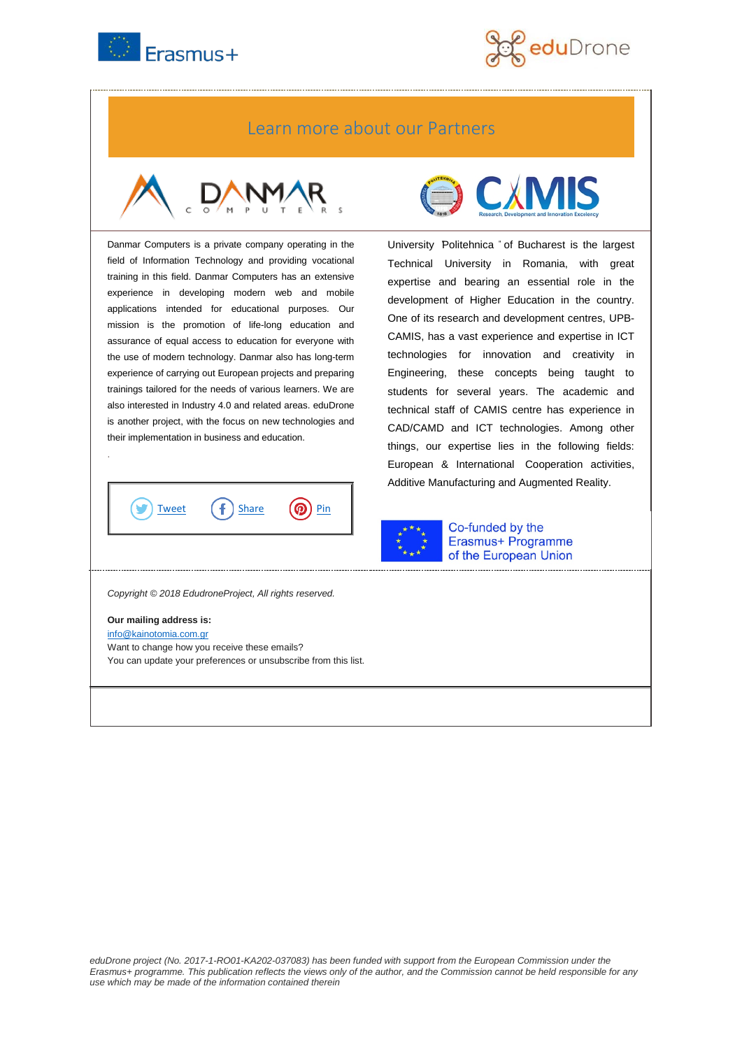## Learn more about our Partners

Danmar Computers is a private company operating in the field of Information Technology and providing vocational training in this field. Danmar Computers has an extensive experience in developing modern web and mobile applications intended for educational purposes. Our mission is the promotion of life-long education and assurance of equal access to education for everyone with the use of modern technology. Danmar also has long-term experience of carrying out European projects and preparing trainings tailored for the needs of various learners. We are also interested in Industry 4.0 and related areas. eduDrone is another project, with the focus on new technologies and their implementation in business and education.

University Politehnica of Bucharest is the largest Technical University in Romania, with great expertise and bearing an essential role in the development of Higher Education in the country. One of its research and development centres, UPB-CAMIS, has a vast experience and expertise in ICT technologies for innovation and creativity in Engineering, these concepts being taught to students for several years. The academic and technical staff of CAMIS centre has experience in CAD/CAMD and ICT technologies. Among other things, our expertise lies in the following fields: European & International Cooperation activities, Additive Manufacturing and Augmented Reality.

Tweet Share Pin

Co-funded by the Erasmus+ Programme of the European Union

*Copyright © 2018 EdudroneProject, All rights reserved.*

**Our mailing address is:**
info@kainotomia.com.gr
Want to change how you receive these emails?
You can update your preferences or unsubscribe from this list.

*eduDrone project (No. 2017-1-RO01-KA202-037083) has been funded with support from the European Commission under the Erasmus+ programme. This publication reflects the views only of the author, and the Commission cannot be held responsible for any use which may be made of the information contained therein*